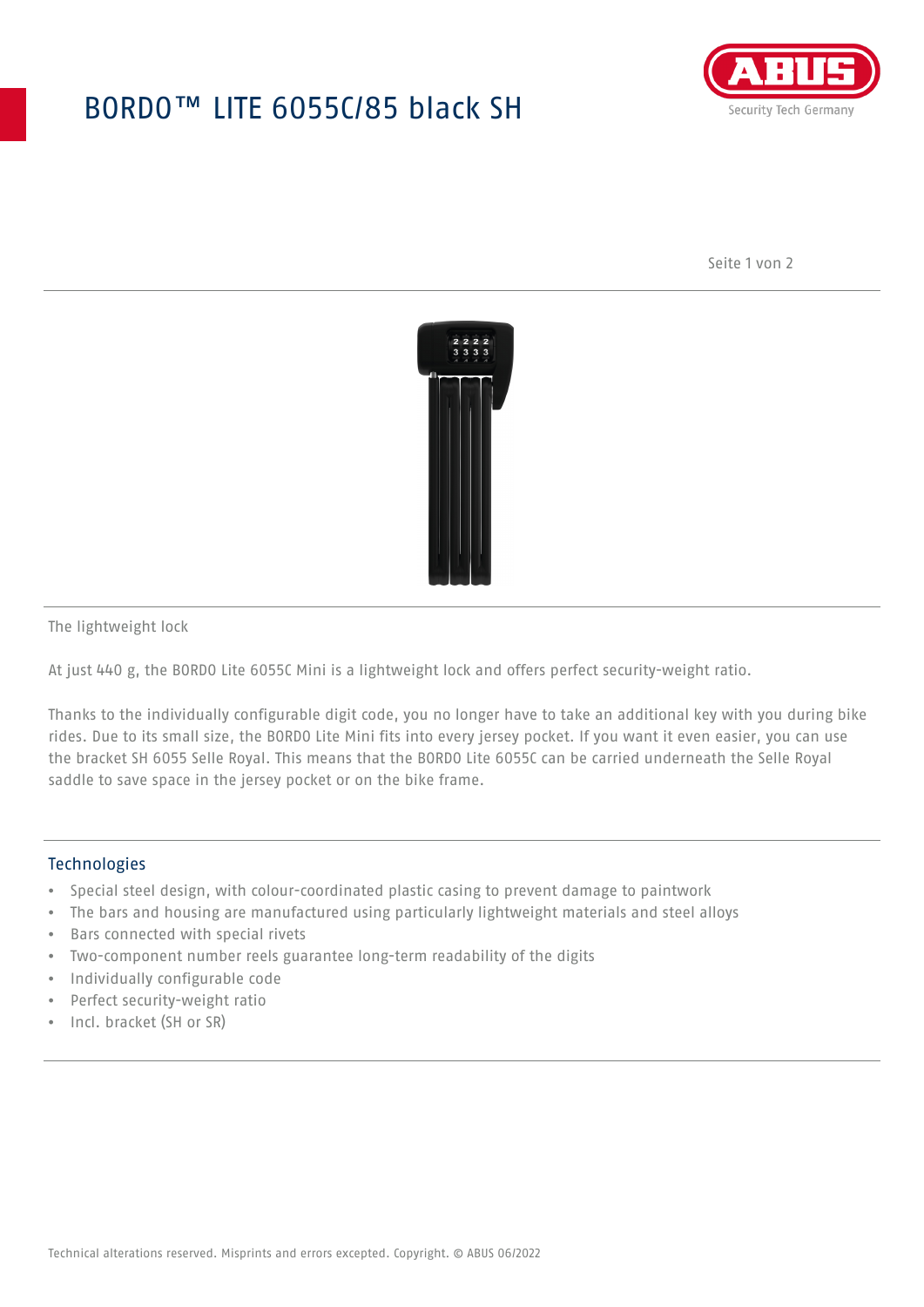# BORDO™ LITE 6055C/85 black SH

The lightweight lock

At just 440 g, the BORDO Lite 6055C Mini is a lightweight lock and offers perfect security-weight ratio.

Thanks to the individually configurable digit code, you no longer have to take an additional key with you during bike rides. Due to its small size, the BORDO Lite Mini fits into every jersey pocket. If you want it even easier, you can use the bracket SH 6055 Selle Royal. This means that the BORDO Lite 6055C can be carried underneath the Selle Royal saddle to save space in the jersey pocket or on the bike frame.

## Technologies

- Special steel design, with colour-coordinated plastic casing to prevent damage to paintwork
- The bars and housing are manufactured using particularly lightweight materials and steel alloys
- Bars connected with special rivets
- Two-component number reels guarantee long-term readability of the digits
- Individually configurable code
- Perfect security-weight ratio
- Incl. bracket (SH or SR)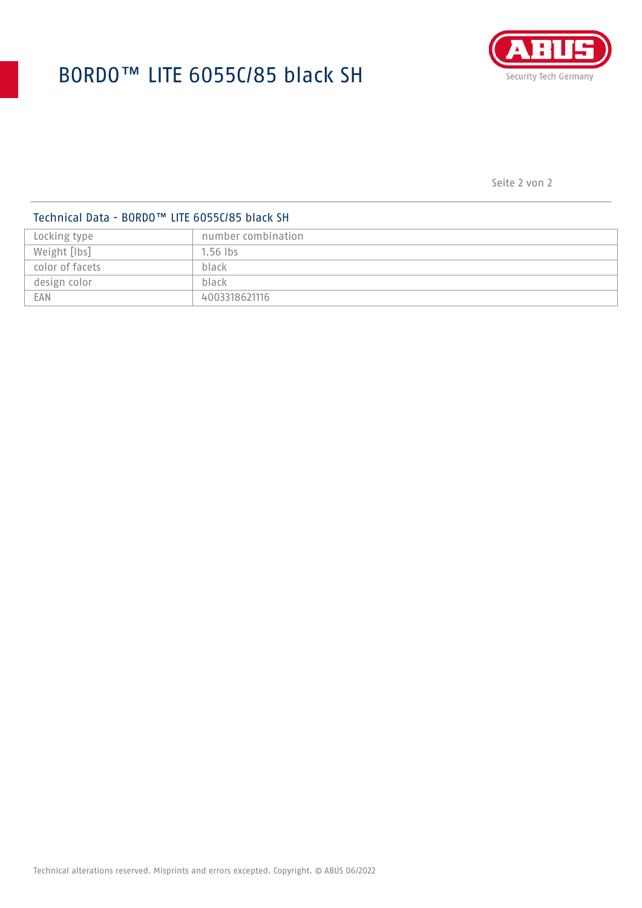# BORDO™ LITE 6055C/85 black SH

## Technical Data - BORDO™ LITE 6055C/85 black SH

| | |
|---|---|
| Locking type | number combination |
| Weight [lbs] | 1.56 lbs |
| color of facets | black |
| design color | black |
| EAN | 4003318621116 |

Technical alterations reserved. Misprints and errors excepted. Copyright. © ABUS 06/2022